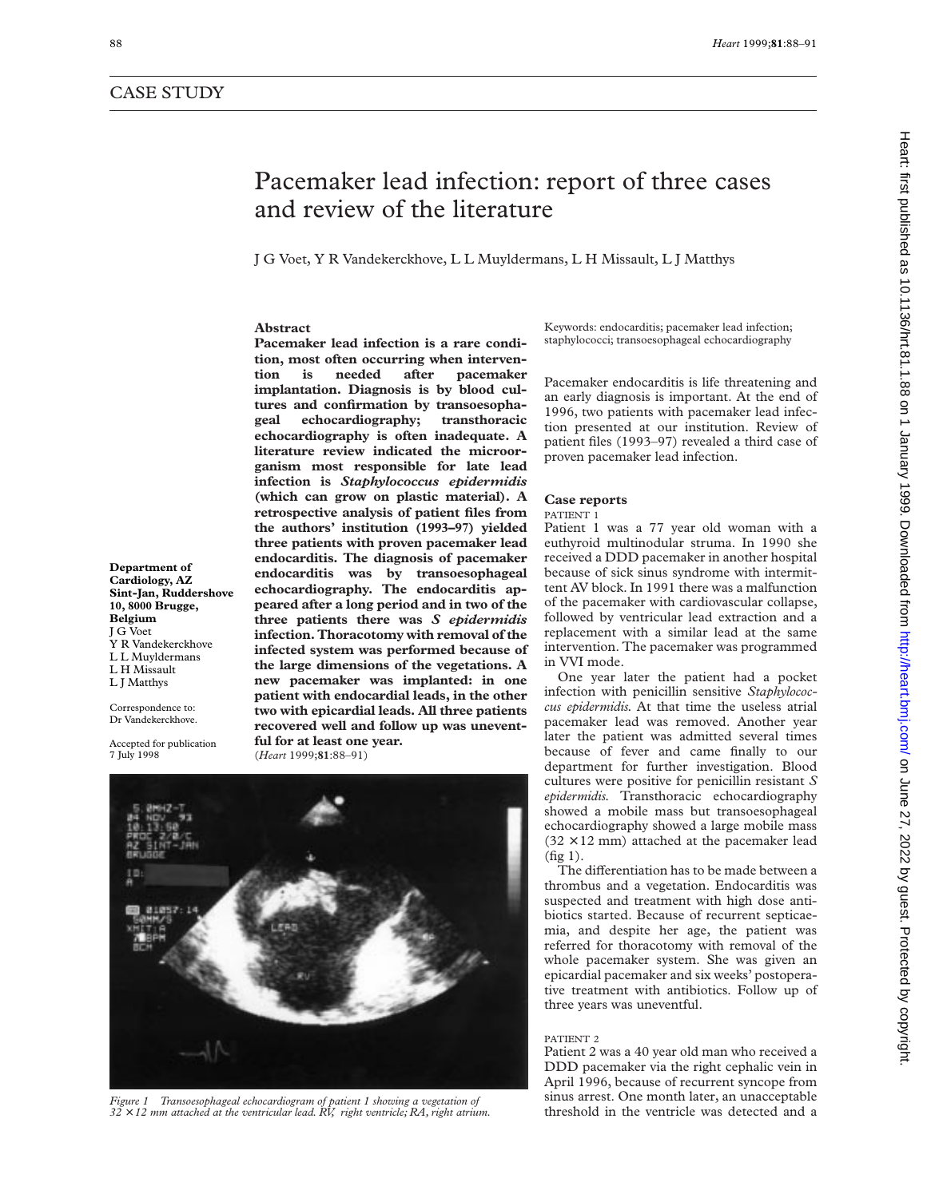CASE STUDY

# Pacemaker lead infection: report of three cases and review of the literature

J G Voet, Y R Vandekerckhove, L L Muyldermans, L H Missault, L J Matthys

**Department of Cardiology, AZ Sint-Jan, Ruddershove 10, 8000 Brugge, Belgium**
J G Voet
Y R Vandekerckhove
L L Muyldermans
L H Missault
L J Matthys

Correspondence to:
Dr Vandekerckhove.

Accepted for publication 7 July 1998

## Abstract

**Pacemaker lead infection is a rare condition, most often occurring when intervention is needed after pacemaker implantation. Diagnosis is by blood cultures and confirmation by transoesophageal echocardiography; transthoracic echocardiography is often inadequate. A literature review indicated the microorganism most responsible for late lead infection is *Staphylococcus epidermidis* (which can grow on plastic material). A retrospective analysis of patient files from the authors' institution (1993–97) yielded three patients with proven pacemaker lead endocarditis. The diagnosis of pacemaker endocarditis was by transoesophageal echocardiography. The endocarditis appeared after a long period and in two of the three patients there was *S epidermidis* infection. Thoracotomy with removal of the infected system was performed because of the large dimensions of the vegetations. A new pacemaker was implanted: in one patient with endocardial leads, in the other two with epicardial leads. All three patients recovered well and follow up was uneventful for at least one year.**
(*Heart* 1999;**81**:88–91)

Keywords: endocarditis; pacemaker lead infection; staphylococci; transoesophageal echocardiography

Pacemaker endocarditis is life threatening and an early diagnosis is important. At the end of 1996, two patients with pacemaker lead infection presented at our institution. Review of patient files (1993–97) revealed a third case of proven pacemaker lead infection.

## Case reports

### PATIENT 1

Patient 1 was a 77 year old woman with a euthyroid multinodular struma. In 1990 she received a DDD pacemaker in another hospital because of sick sinus syndrome with intermittent AV block. In 1991 there was a malfunction of the pacemaker with cardiovascular collapse, followed by ventricular lead extraction and a replacement with a similar lead at the same intervention. The pacemaker was programmed in VVI mode.

One year later the patient had a pocket infection with penicillin sensitive *Staphylococcus epidermidis*. At that time the useless atrial pacemaker lead was removed. Another year later the patient was admitted several times because of fever and came finally to our department for further investigation. Blood cultures were positive for penicillin resistant *S epidermidis*. Transthoracic echocardiography showed a mobile mass but transoesophageal echocardiography showed a large mobile mass ($32 \times 12$ mm) attached at the pacemaker lead (fig 1).

The differentiation has to be made between a thrombus and a vegetation. Endocarditis was suspected and treatment with high dose antibiotics started. Because of recurrent septicaemia, and despite her age, the patient was referred for thoracotomy with removal of the whole pacemaker system. She was given an epicardial pacemaker and six weeks' postoperative treatment with antibiotics. Follow up of three years was uneventful.

*Figure 1 Transoesophageal echocardiogram of patient 1 showing a vegetation of $32 \times 12$ mm attached at the ventricular lead. RV, right ventricle; RA, right atrium.*

### PATIENT 2

Patient 2 was a 40 year old man who received a DDD pacemaker via the right cephalic vein in April 1996, because of recurrent syncope from sinus arrest. One month later, an unacceptable threshold in the ventricle was detected and a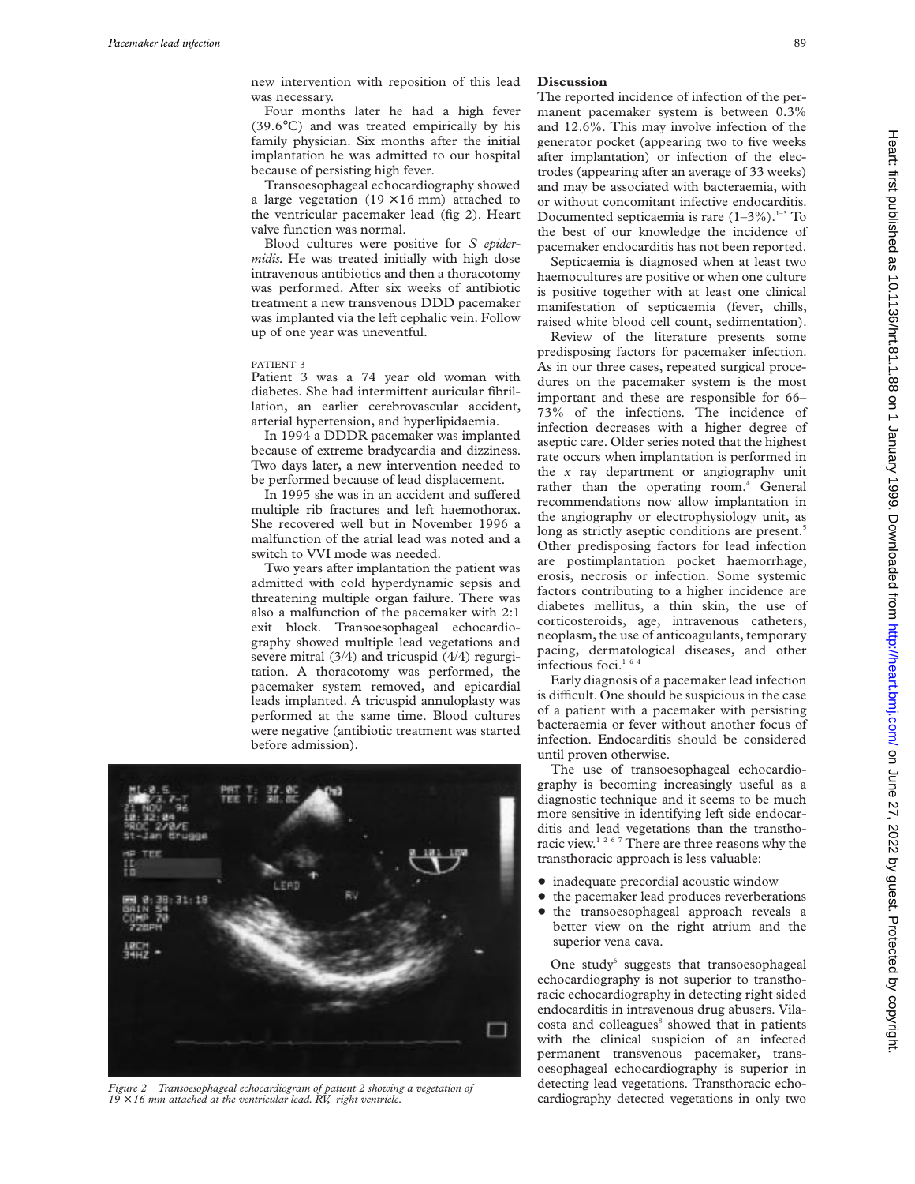new intervention with reposition of this lead was necessary.

Four months later he had a high fever (39.6°C) and was treated empirically by his family physician. Six months after the initial implantation he was admitted to our hospital because of persisting high fever.

Transoesophageal echocardiography showed a large vegetation (19 × 16 mm) attached to the ventricular pacemaker lead (fig 2). Heart valve function was normal.

Blood cultures were positive for *S epidermidis*. He was treated initially with high dose intravenous antibiotics and then a thoracotomy was performed. After six weeks of antibiotic treatment a new transvenous DDD pacemaker was implanted via the left cephalic vein. Follow up of one year was uneventful.

PATIENT 3

Patient 3 was a 74 year old woman with diabetes. She had intermittent auricular fibrillation, an earlier cerebrovascular accident, arterial hypertension, and hyperlipidaemia.

In 1994 a DDDR pacemaker was implanted because of extreme bradycardia and dizziness. Two days later, a new intervention needed to be performed because of lead displacement.

In 1995 she was in an accident and suffered multiple rib fractures and left haemothorax. She recovered well but in November 1996 a malfunction of the atrial lead was noted and a switch to VVI mode was needed.

Two years after implantation the patient was admitted with cold hyperdynamic sepsis and threatening multiple organ failure. There was also a malfunction of the pacemaker with 2:1 exit block. Transoesophageal echocardiography showed multiple lead vegetations and severe mitral (3/4) and tricuspid (4/4) regurgitation. A thoracotomy was performed, the pacemaker system removed, and epicardial leads implanted. A tricuspid annuloplasty was performed at the same time. Blood cultures were negative (antibiotic treatment was started before admission).

*Figure 2 Transoesophageal echocardiogram of patient 2 showing a vegetation of 19 × 16 mm attached at the ventricular lead. RV, right ventricle.*

## Discussion

The reported incidence of infection of the permanent pacemaker system is between 0.3% and 12.6%. This may involve infection of the generator pocket (appearing two to five weeks after implantation) or infection of the electrodes (appearing after an average of 33 weeks) and may be associated with bacteraemia, with or without concomitant infective endocarditis. Documented septicaemia is rare (1–3%).[1–3] To the best of our knowledge the incidence of pacemaker endocarditis has not been reported.

Septicaemia is diagnosed when at least two haemocultures are positive or when one culture is positive together with at least one clinical manifestation of septicaemia (fever, chills, raised white blood cell count, sedimentation).

Review of the literature presents some predisposing factors for pacemaker infection. As in our three cases, repeated surgical procedures on the pacemaker system is the most important and these are responsible for 66–73% of the infections. The incidence of infection decreases with a higher degree of aseptic care. Older series noted that the highest rate occurs when implantation is performed in the *x* ray department or angiography unit rather than the operating room.[4] General recommendations now allow implantation in the angiography or electrophysiology unit, as long as strictly aseptic conditions are present.[5] Other predisposing factors for lead infection are postimplantation pocket haemorrhage, erosis, necrosis or infection. Some systemic factors contributing to a higher incidence are diabetes mellitus, a thin skin, the use of corticosteroids, age, intravenous catheters, neoplasm, the use of anticoagulants, temporary pacing, dermatological diseases, and other infectious foci.[1 6 4]

Early diagnosis of a pacemaker lead infection is difficult. One should be suspicious in the case of a patient with a pacemaker with persisting bacteraemia or fever without another focus of infection. Endocarditis should be considered until proven otherwise.

The use of transoesophageal echocardiography is becoming increasingly useful as a diagnostic technique and it seems to be much more sensitive in identifying left side endocarditis and lead vegetations than the transthoracic view.[1 2 6 7] There are three reasons why the transthoracic approach is less valuable:

- inadequate precordial acoustic window
- the pacemaker lead produces reverberations
- the transoesophageal approach reveals a better view on the right atrium and the superior vena cava.

One study[6] suggests that transoesophageal echocardiography is not superior to transthoracic echocardiography in detecting right sided endocarditis in intravenous drug abusers. Vilacosta and colleagues[8] showed that in patients with the clinical suspicion of an infected permanent transvenous pacemaker, transoesophageal echocardiography is superior in detecting lead vegetations. Transthoracic echocardiography detected vegetations in only two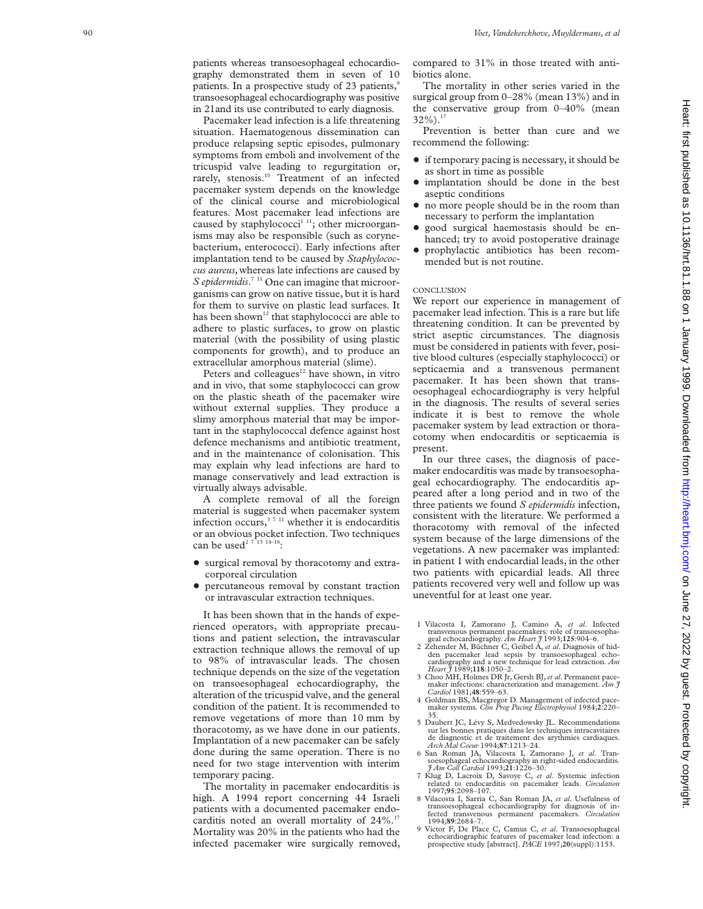patients whereas transoesophageal echocardiography demonstrated them in seven of 10 patients. In a prospective study of 23 patients,[9] transoesophageal echocardiography was positive in 21and its use contributed to early diagnosis.

Pacemaker lead infection is a life threatening situation. Haematogenous dissemination can produce relapsing septic episodes, pulmonary symptoms from emboli and involvement of the tricuspid valve leading to regurgitation or, rarely, stenosis.[10] Treatment of an infected pacemaker system depends on the knowledge of the clinical course and microbiological features. Most pacemaker lead infections are caused by staphylococci[1 11]; other microorganisms may also be responsible (such as corynebacterium, enterococci). Early infections after implantation tend to be caused by *Staphylococcus aureus,* whereas late infections are caused by *S epidermidis*.[7 11] One can imagine that microorganisms can grow on native tissue, but it is hard for them to survive on plastic lead surfaces. It has been shown[12] that staphylococci are able to adhere to plastic surfaces, to grow on plastic material (with the possibility of using plastic components for growth), and to produce an extracellular amorphous material (slime).

Peters and colleagues[12] have shown, in vitro and in vivo, that some staphylococci can grow on the plastic sheath of the pacemaker wire without external supplies. They produce a slimy amorphous material that may be important in the staphylococcal defence against host defence mechanisms and antibiotic treatment, and in the maintenance of colonisation. This may explain why lead infections are hard to manage conservatively and lead extraction is virtually always advisable.

A complete removal of all the foreign material is suggested when pacemaker system infection occurs,[3 7 11] whether it is endocarditis or an obvious pocket infection. Two techniques can be used[2 7 13 14–16]:

- surgical removal by thoracotomy and extracorporeal circulation
- percutaneous removal by constant traction or intravascular extraction techniques.

It has been shown that in the hands of experienced operators, with appropriate precautions and patient selection, the intravascular extraction technique allows the removal of up to 98% of intravascular leads. The chosen technique depends on the size of the vegetation on transoesophageal echocardiography, the alteration of the tricuspid valve, and the general condition of the patient. It is recommended to remove vegetations of more than 10 mm by thoracotomy, as we have done in our patients. Implantation of a new pacemaker can be safely done during the same operation. There is no need for two stage intervention with interim temporary pacing.

The mortality in pacemaker endocarditis is high. A 1994 report concerning 44 Israeli patients with a documented pacemaker endocarditis noted an overall mortality of 24%.[17] Mortality was 20% in the patients who had the infected pacemaker wire surgically removed, compared to 31% in those treated with antibiotics alone.

The mortality in other series varied in the surgical group from 0–28% (mean 13%) and in the conservative group from 0–40% (mean 32%).[17]

Prevention is better than cure and we recommend the following:

- if temporary pacing is necessary, it should be as short in time as possible
- implantation should be done in the best aseptic conditions
- no more people should be in the room than necessary to perform the implantation
- good surgical haemostasis should be enhanced; try to avoid postoperative drainage
- prophylactic antibiotics has been recommended but is not routine.

## CONCLUSION

We report our experience in management of pacemaker lead infection. This is a rare but life threatening condition. It can be prevented by strict aseptic circumstances. The diagnosis must be considered in patients with fever, positive blood cultures (especially staphylococci) or septicaemia and a transvenous permanent pacemaker. It has been shown that transoesophageal echocardiography is very helpful in the diagnosis. The results of several series indicate it is best to remove the whole pacemaker system by lead extraction or thoracotomy when endocarditis or septicaemia is present.

In our three cases, the diagnosis of pacemaker endocarditis was made by transoesophageal echocardiography. The endocarditis appeared after a long period and in two of the three patients we found *S epidermidis* infection, consistent with the literature. We performed a thoracotomy with removal of the infected system because of the large dimensions of the vegetations. A new pacemaker was implanted: in patient 1 with endocardial leads, in the other two patients with epicardial leads. All three patients recovered very well and follow up was uneventful for at least one year.

1. Vilacosta I, Zamorano J, Camino A, *et al*. Infected transvenous permanent pacemakers: role of transoesophageal echocardiography. *Am Heart J* 1993;**125**:904–6.
2. Zehender M, Büchner C, Geibel A, *et al*. Diagnosis of hidden pacemaker lead sepsis by transoesophageal echocardiography and a new technique for lead extraction. *Am Heart J* 1989;**118**:1050–2.
3. Choo MH, Holmes DR Jr, Gersh BJ, *et al*. Permanent pacemaker infections: characterization and management. *Am J Cardiol* 1981;**48**:559–63.
4. Goldman BS, Macgregor D. Management of infected pacemaker systems. *Clin Prog Pacing Electrophysiol* 1984;**2**:220–35.
5. Daubert JC, Lévy S, Medvedowsky JL. Recommendations sur les bonnes pratiques dans les techniques intracavitaires de diagnostic et de traitement des arythmies cardiaques. *Arch Mal Coeur* 1994;**87**:1213–24.
6. San Roman JA, Vilacosta I, Zamorano J, *et al*. Transoesophageal echocardiography in right-sided endocarditis. *J Am Coll Cardiol* 1993;**21**:1226–30.
7. Klug D, Lacroix D, Savoye C, *et al*. Systemic infection related to endocarditis on pacemaker leads. *Circulation* 1997;**95**:2098–107.
8. Vilacosta I, Sarria C, San Roman JA, *et al*. Usefulness of transoesophageal echocardiography for diagnosis of infected transvenous permanent pacemakers. *Circulation* 1994;**89**:2684–7.
9. Victor F, De Place C, Camus C, *et al*. Transoesophageal echocardiographic features of pacemaker lead infection: a prospective study [abstract]. *PACE* 1997;**20**(suppl):1153.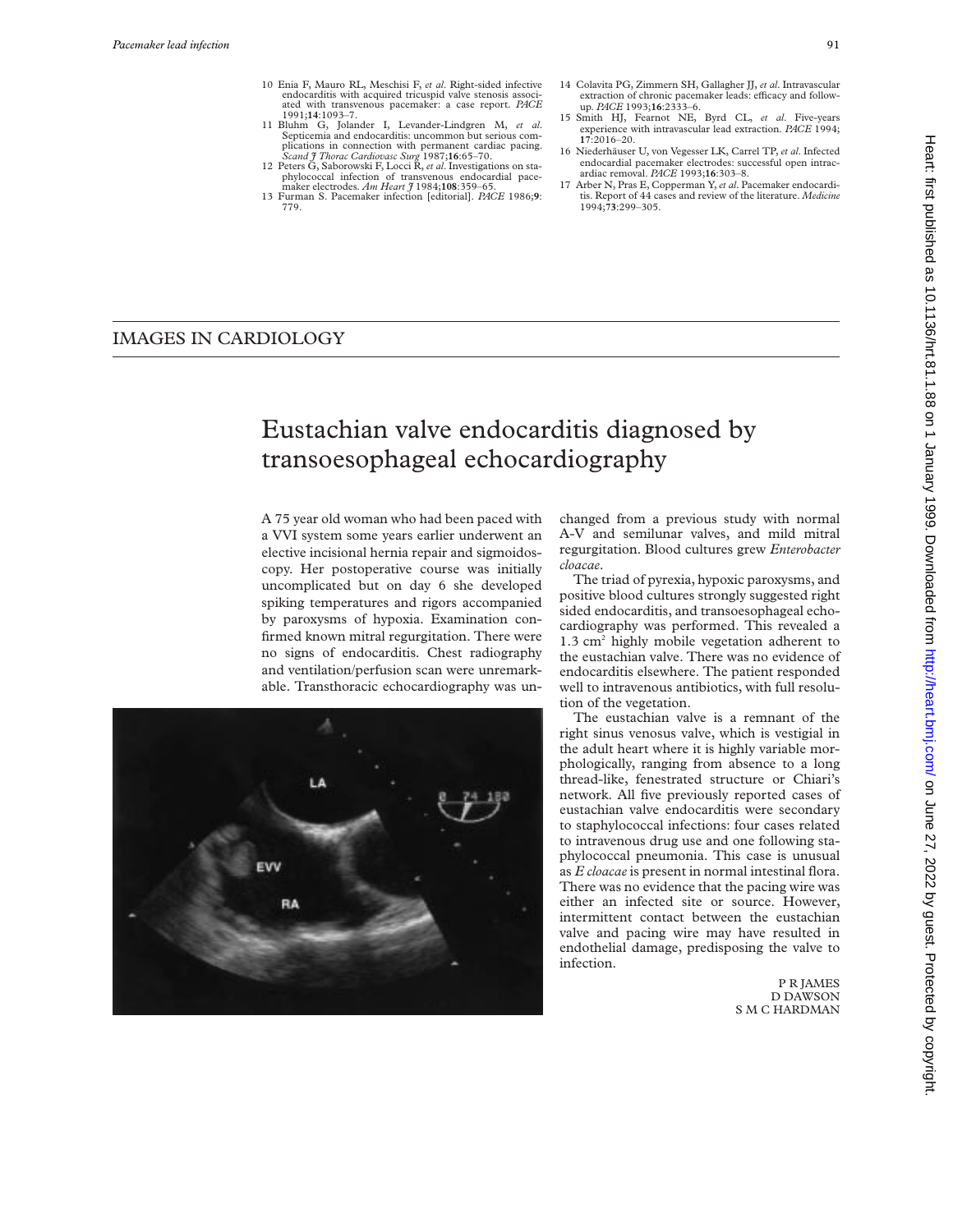10 Enia F, Mauro RL, Meschisi F, *et al*. Right-sided infective endocarditis with acquired tricuspid valve stenosis associated with transvenous pacemaker: a case report. *PACE* 1991;**14**:1093–7.
11 Bluhm G, Jolander I, Levander-Lindgren M, *et al*. Septicemia and endocarditis: uncommon but serious complications in connection with permanent cardiac pacing. *Scand J Thorac Cardiovasc Surg* 1987;**16**:65–70.
12 Peters G, Saborowski F, Locci R, *et al*. Investigations on staphylococcal infection of transvenous endocardial pacemaker electrodes. *Am Heart J* 1984;**108**:359–65.
13 Furman S. Pacemaker infection [editorial]. *PACE* 1986;**9**: 779.
14 Colavita PG, Zimmern SH, Gallagher JJ, *et al*. Intravascular extraction of chronic pacemaker leads: efficacy and follow-up. *PACE* 1993;**16**:2333–6.
15 Smith HJ, Fearnot NE, Byrd CL, *et al*. Five-years experience with intravascular lead extraction. *PACE* 1994; **17**:2016–20.
16 Niederhäuser U, von Vegesser LK, Carrel TP, *et al*. Infected endocardial pacemaker electrodes: successful open intracardiac removal. *PACE* 1993;**16**:303–8.
17 Arber N, Pras E, Copperman Y, *et al*. Pacemaker endocarditis. Report of 44 cases and review of the literature. *Medicine* 1994;**73**:299–305.

## IMAGES IN CARDIOLOGY

# Eustachian valve endocarditis diagnosed by transoesophageal echocardiography

A 75 year old woman who had been paced with a VVI system some years earlier underwent an elective incisional hernia repair and sigmoidoscopy. Her postoperative course was initially uncomplicated but on day 6 she developed spiking temperatures and rigors accompanied by paroxysms of hypoxia. Examination confirmed known mitral regurgitation. There were no signs of endocarditis. Chest radiography and ventilation/perfusion scan were unremarkable. Transthoracic echocardiography was unchanged from a previous study with normal A-V and semilunar valves, and mild mitral regurgitation. Blood cultures grew *Enterobacter cloacae*.

The triad of pyrexia, hypoxic paroxysms, and positive blood cultures strongly suggested right sided endocarditis, and transoesophageal echocardiography was performed. This revealed a 1.3 cm$^2$ highly mobile vegetation adherent to the eustachian valve. There was no evidence of endocarditis elsewhere. The patient responded well to intravenous antibiotics, with full resolution of the vegetation.

The eustachian valve is a remnant of the right sinus venosus valve, which is vestigial in the adult heart where it is highly variable morphologically, ranging from absence to a long thread-like, fenestrated structure or Chiari's network. All five previously reported cases of eustachian valve endocarditis were secondary to staphylococcal infections: four cases related to intravenous drug use and one following staphylococcal pneumonia. This case is unusual as *E cloacae* is present in normal intestinal flora. There was no evidence that the pacing wire was either an infected site or source. However, intermittent contact between the eustachian valve and pacing wire may have resulted in endothelial damage, predisposing the valve to infection.

LA
EVV
RA
0 74 180

P R JAMES
D DAWSON
S M C HARDMAN